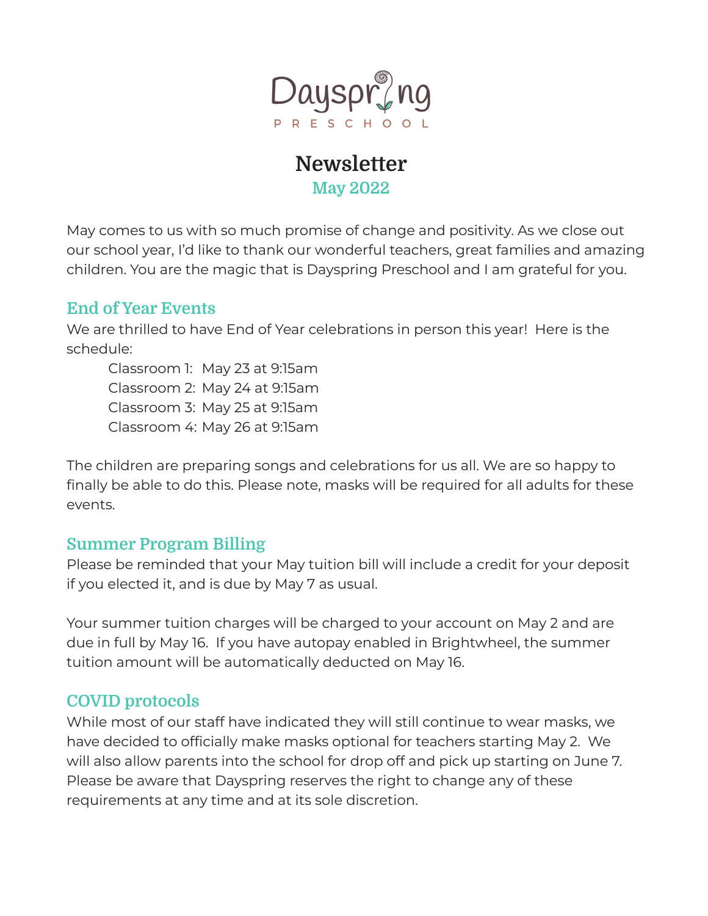Dayspring

PRESCHOOL

# Newsletter

## May 2022

May comes to us with so much promise of change and positivity. As we close out our school year, I'd like to thank our wonderful teachers, great families and amazing children. You are the magic that is Dayspring Preschool and I am grateful for you.

### End of Year Events

We are thrilled to have End of Year celebrations in person this year! Here is the schedule:

Classroom 1: May 23 at 9:15am
Classroom 2: May 24 at 9:15am
Classroom 3: May 25 at 9:15am
Classroom 4: May 26 at 9:15am

The children are preparing songs and celebrations for us all. We are so happy to finally be able to do this. Please note, masks will be required for all adults for these events.

### Summer Program Billing

Please be reminded that your May tuition bill will include a credit for your deposit if you elected it, and is due by May 7 as usual.

Your summer tuition charges will be charged to your account on May 2 and are due in full by May 16. If you have autopay enabled in Brightwheel, the summer tuition amount will be automatically deducted on May 16.

### COVID protocols

While most of our staff have indicated they will still continue to wear masks, we have decided to officially make masks optional for teachers starting May 2. We will also allow parents into the school for drop off and pick up starting on June 7. Please be aware that Dayspring reserves the right to change any of these requirements at any time and at its sole discretion.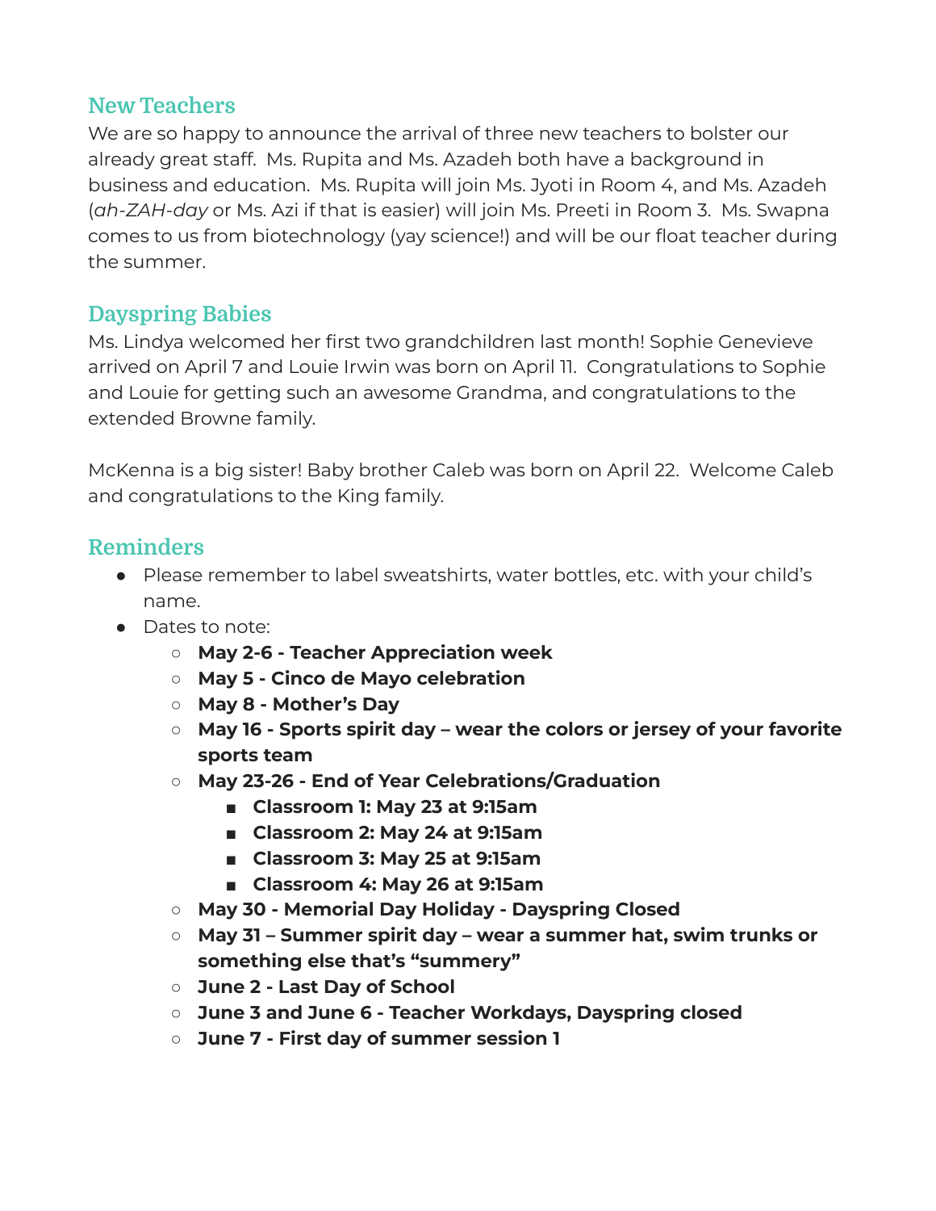## New Teachers

We are so happy to announce the arrival of three new teachers to bolster our already great staff. Ms. Rupita and Ms. Azadeh both have a background in business and education. Ms. Rupita will join Ms. Jyoti in Room 4, and Ms. Azadeh (*ah-ZAH-day* or Ms. Azi if that is easier) will join Ms. Preeti in Room 3. Ms. Swapna comes to us from biotechnology (yay science!) and will be our float teacher during the summer.

## Dayspring Babies

Ms. Lindya welcomed her first two grandchildren last month! Sophie Genevieve arrived on April 7 and Louie Irwin was born on April 11. Congratulations to Sophie and Louie for getting such an awesome Grandma, and congratulations to the extended Browne family.

McKenna is a big sister! Baby brother Caleb was born on April 22. Welcome Caleb and congratulations to the King family.

## Reminders

- Please remember to label sweatshirts, water bottles, etc. with your child's name.
- Dates to note:
  - **May 2-6 - Teacher Appreciation week**
  - **May 5 - Cinco de Mayo celebration**
  - **May 8 - Mother's Day**
  - **May 16 - Sports spirit day – wear the colors or jersey of your favorite sports team**
  - **May 23-26 - End of Year Celebrations/Graduation**
    - **Classroom 1: May 23 at 9:15am**
    - **Classroom 2: May 24 at 9:15am**
    - **Classroom 3: May 25 at 9:15am**
    - **Classroom 4: May 26 at 9:15am**
  - **May 30 - Memorial Day Holiday - Dayspring Closed**
  - **May 31 – Summer spirit day – wear a summer hat, swim trunks or something else that's "summery"**
  - **June 2 - Last Day of School**
  - **June 3 and June 6 - Teacher Workdays, Dayspring closed**
  - **June 7 - First day of summer session 1**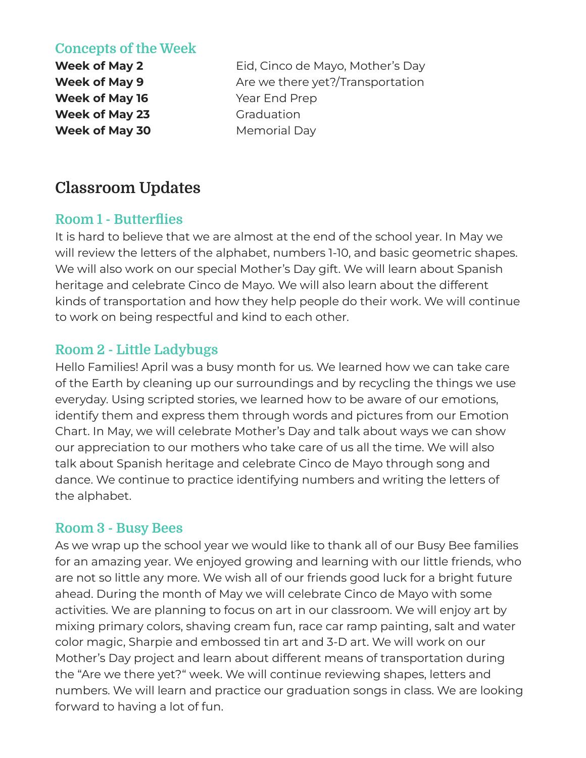### Concepts of the Week

| | |
|---|---|
| **Week of May 2** | Eid, Cinco de Mayo, Mother's Day |
| **Week of May 9** | Are we there yet?/Transportation |
| **Week of May 16** | Year End Prep |
| **Week of May 23** | Graduation |
| **Week of May 30** | Memorial Day |

## Classroom Updates

### Room 1 - Butterflies

It is hard to believe that we are almost at the end of the school year. In May we will review the letters of the alphabet, numbers 1-10, and basic geometric shapes. We will also work on our special Mother's Day gift. We will learn about Spanish heritage and celebrate Cinco de Mayo. We will also learn about the different kinds of transportation and how they help people do their work. We will continue to work on being respectful and kind to each other.

### Room 2 - Little Ladybugs

Hello Families! April was a busy month for us. We learned how we can take care of the Earth by cleaning up our surroundings and by recycling the things we use everyday. Using scripted stories, we learned how to be aware of our emotions, identify them and express them through words and pictures from our Emotion Chart. In May, we will celebrate Mother's Day and talk about ways we can show our appreciation to our mothers who take care of us all the time. We will also talk about Spanish heritage and celebrate Cinco de Mayo through song and dance. We continue to practice identifying numbers and writing the letters of the alphabet.

### Room 3 - Busy Bees

As we wrap up the school year we would like to thank all of our Busy Bee families for an amazing year. We enjoyed growing and learning with our little friends, who are not so little any more. We wish all of our friends good luck for a bright future ahead. During the month of May we will celebrate Cinco de Mayo with some activities. We are planning to focus on art in our classroom. We will enjoy art by mixing primary colors, shaving cream fun, race car ramp painting, salt and water color magic, Sharpie and embossed tin art and 3-D art. We will work on our Mother's Day project and learn about different means of transportation during the "Are we there yet?" week. We will continue reviewing shapes, letters and numbers. We will learn and practice our graduation songs in class. We are looking forward to having a lot of fun.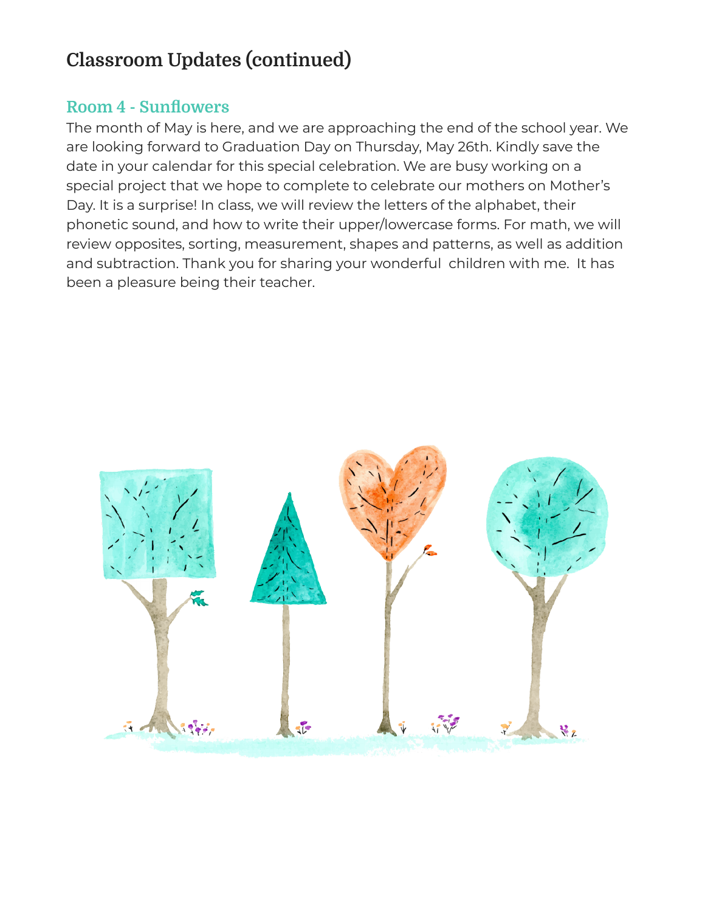# Classroom Updates (continued)

## Room 4 - Sunflowers

The month of May is here, and we are approaching the end of the school year. We are looking forward to Graduation Day on Thursday, May 26th. Kindly save the date in your calendar for this special celebration. We are busy working on a special project that we hope to complete to celebrate our mothers on Mother's Day. It is a surprise! In class, we will review the letters of the alphabet, their phonetic sound, and how to write their upper/lowercase forms. For math, we will review opposites, sorting, measurement, shapes and patterns, as well as addition and subtraction. Thank you for sharing your wonderful children with me. It has been a pleasure being their teacher.